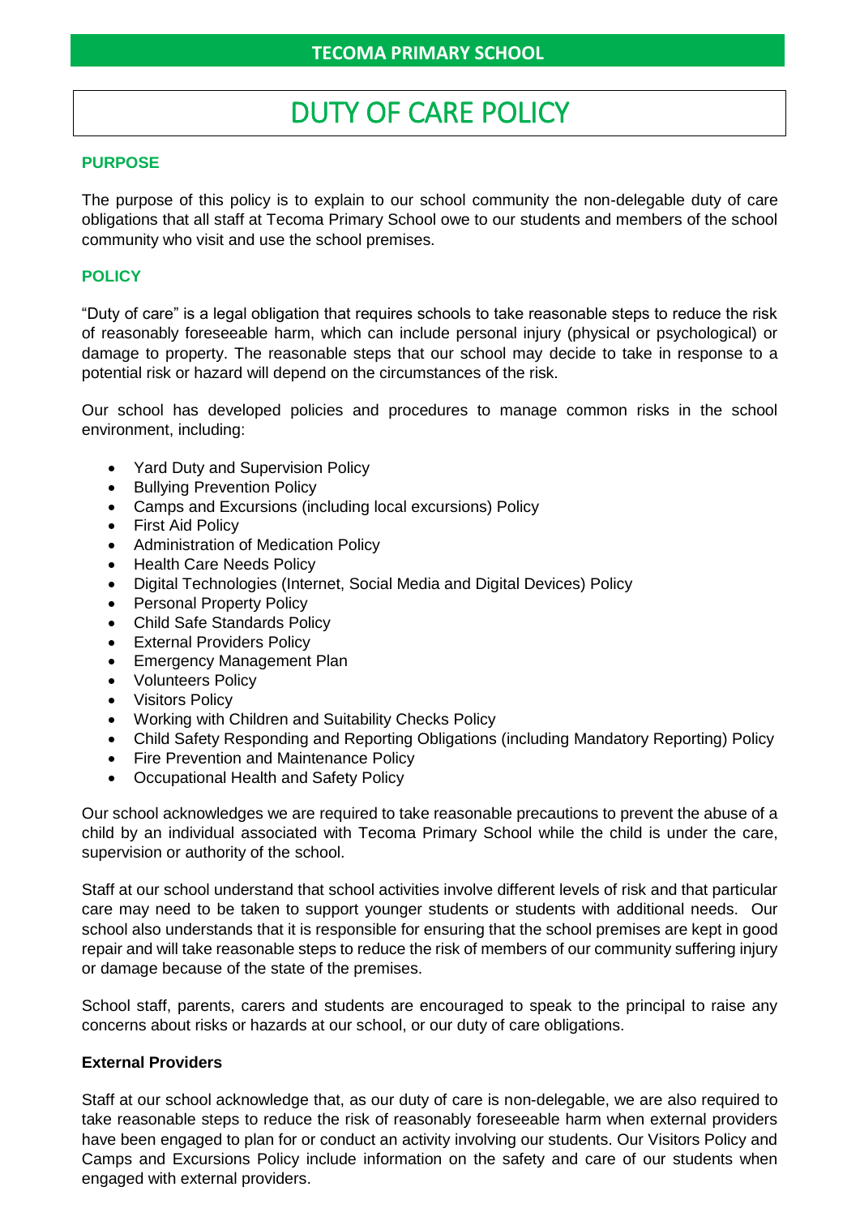TECOMA PRIMARY SCHOOL

# DUTY OF CARE POLICY

## PURPOSE

The purpose of this policy is to explain to our school community the non-delegable duty of care obligations that all staff at Tecoma Primary School owe to our students and members of the school community who visit and use the school premises.

## POLICY

"Duty of care" is a legal obligation that requires schools to take reasonable steps to reduce the risk of reasonably foreseeable harm, which can include personal injury (physical or psychological) or damage to property. The reasonable steps that our school may decide to take in response to a potential risk or hazard will depend on the circumstances of the risk.

Our school has developed policies and procedures to manage common risks in the school environment, including:

- Yard Duty and Supervision Policy
- Bullying Prevention Policy
- Camps and Excursions (including local excursions) Policy
- First Aid Policy
- Administration of Medication Policy
- Health Care Needs Policy
- Digital Technologies (Internet, Social Media and Digital Devices) Policy
- Personal Property Policy
- Child Safe Standards Policy
- External Providers Policy
- Emergency Management Plan
- Volunteers Policy
- Visitors Policy
- Working with Children and Suitability Checks Policy
- Child Safety Responding and Reporting Obligations (including Mandatory Reporting) Policy
- Fire Prevention and Maintenance Policy
- Occupational Health and Safety Policy

Our school acknowledges we are required to take reasonable precautions to prevent the abuse of a child by an individual associated with Tecoma Primary School while the child is under the care, supervision or authority of the school.

Staff at our school understand that school activities involve different levels of risk and that particular care may need to be taken to support younger students or students with additional needs. Our school also understands that it is responsible for ensuring that the school premises are kept in good repair and will take reasonable steps to reduce the risk of members of our community suffering injury or damage because of the state of the premises.

School staff, parents, carers and students are encouraged to speak to the principal to raise any concerns about risks or hazards at our school, or our duty of care obligations.

### External Providers

Staff at our school acknowledge that, as our duty of care is non-delegable, we are also required to take reasonable steps to reduce the risk of reasonably foreseeable harm when external providers have been engaged to plan for or conduct an activity involving our students. Our Visitors Policy and Camps and Excursions Policy include information on the safety and care of our students when engaged with external providers.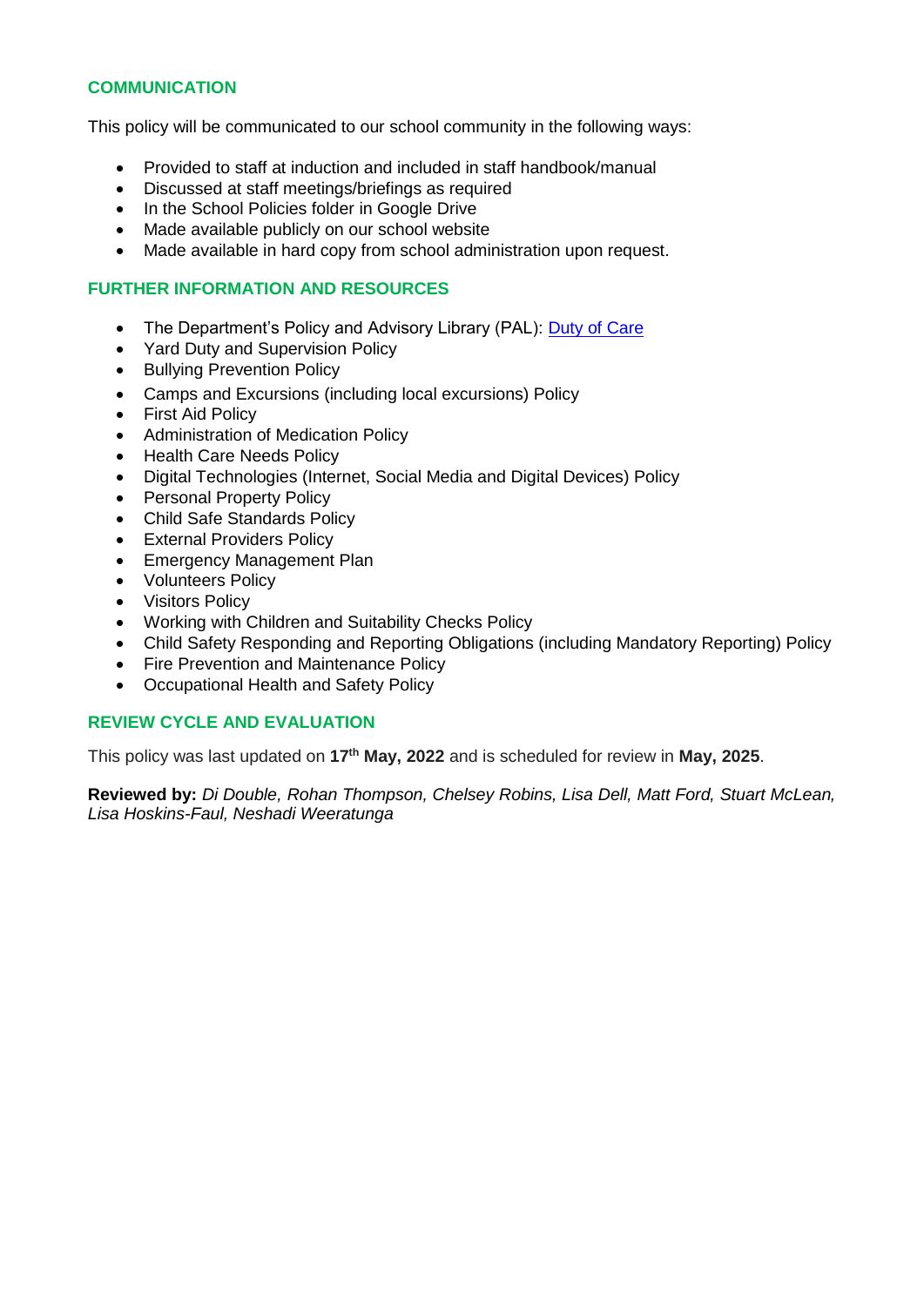## COMMUNICATION

This policy will be communicated to our school community in the following ways:

- Provided to staff at induction and included in staff handbook/manual
- Discussed at staff meetings/briefings as required
- In the School Policies folder in Google Drive
- Made available publicly on our school website
- Made available in hard copy from school administration upon request.

## FURTHER INFORMATION AND RESOURCES

- The Department's Policy and Advisory Library (PAL): Duty of Care
- Yard Duty and Supervision Policy
- Bullying Prevention Policy
- Camps and Excursions (including local excursions) Policy
- First Aid Policy
- Administration of Medication Policy
- Health Care Needs Policy
- Digital Technologies (Internet, Social Media and Digital Devices) Policy
- Personal Property Policy
- Child Safe Standards Policy
- External Providers Policy
- Emergency Management Plan
- Volunteers Policy
- Visitors Policy
- Working with Children and Suitability Checks Policy
- Child Safety Responding and Reporting Obligations (including Mandatory Reporting) Policy
- Fire Prevention and Maintenance Policy
- Occupational Health and Safety Policy

## REVIEW CYCLE AND EVALUATION

This policy was last updated on **17th May, 2022** and is scheduled for review in **May, 2025**.

**Reviewed by:** *Di Double, Rohan Thompson, Chelsey Robins, Lisa Dell, Matt Ford, Stuart McLean, Lisa Hoskins-Faul, Neshadi Weeratunga*